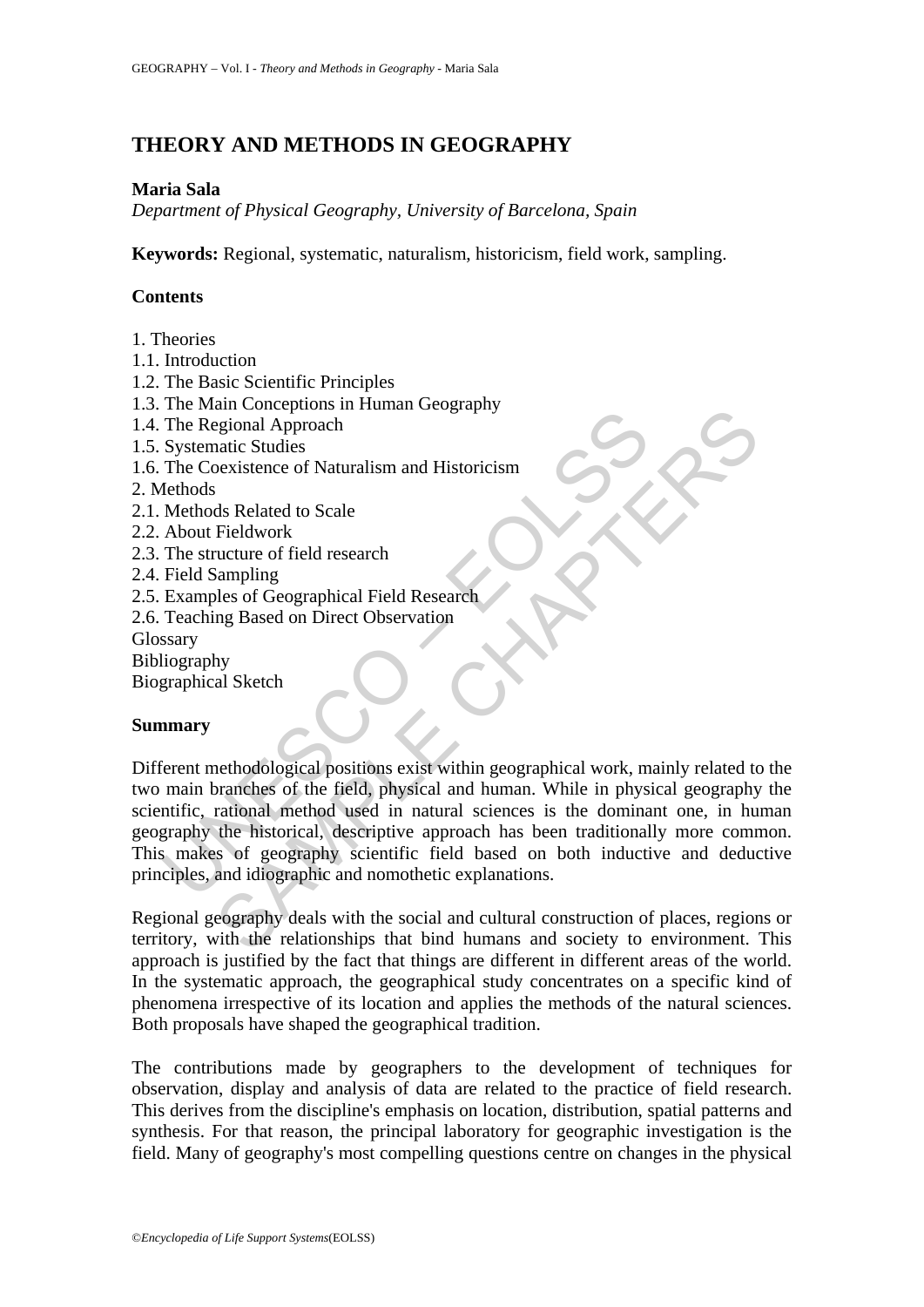# THEORY AND METHODS IN GEOGRAPHY

**Maria Sala**

*Department of Physical Geography, University of Barcelona, Spain*

**Keywords:** Regional, systematic, naturalism, historicism, field work, sampling.

## Contents

1. Theories
1.1. Introduction
1.2. The Basic Scientific Principles
1.3. The Main Conceptions in Human Geography
1.4. The Regional Approach
1.5. Systematic Studies
1.6. The Coexistence of Naturalism and Historicism
2. Methods
2.1. Methods Related to Scale
2.2. About Fieldwork
2.3. The structure of field research
2.4. Field Sampling
2.5. Examples of Geographical Field Research
2.6. Teaching Based on Direct Observation
Glossary
Bibliography
Biographical Sketch

## Summary

Different methodological positions exist within geographical work, mainly related to the two main branches of the field, physical and human. While in physical geography the scientific, rational method used in natural sciences is the dominant one, in human geography the historical, descriptive approach has been traditionally more common. This makes of geography scientific field based on both inductive and deductive principles, and idiographic and nomothetic explanations.

Regional geography deals with the social and cultural construction of places, regions or territory, with the relationships that bind humans and society to environment. This approach is justified by the fact that things are different in different areas of the world. In the systematic approach, the geographical study concentrates on a specific kind of phenomena irrespective of its location and applies the methods of the natural sciences. Both proposals have shaped the geographical tradition.

The contributions made by geographers to the development of techniques for observation, display and analysis of data are related to the practice of field research. This derives from the discipline's emphasis on location, distribution, spatial patterns and synthesis. For that reason, the principal laboratory for geographic investigation is the field. Many of geography's most compelling questions centre on changes in the physical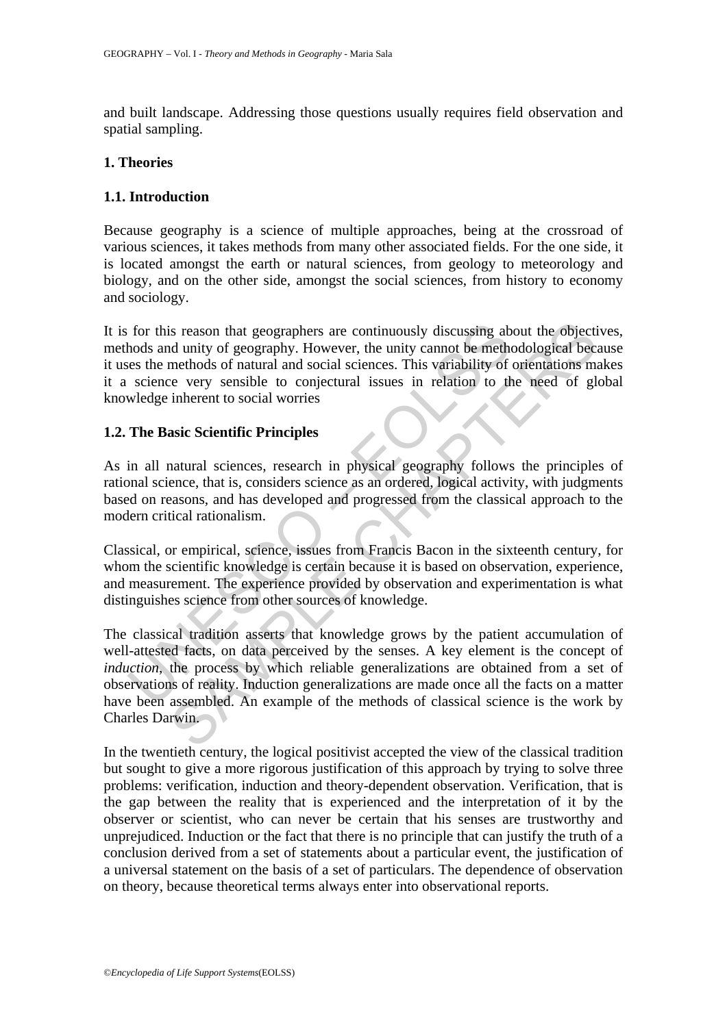and built landscape. Addressing those questions usually requires field observation and spatial sampling.

## 1. Theories

### 1.1. Introduction

Because geography is a science of multiple approaches, being at the crossroad of various sciences, it takes methods from many other associated fields. For the one side, it is located amongst the earth or natural sciences, from geology to meteorology and biology, and on the other side, amongst the social sciences, from history to economy and sociology.

It is for this reason that geographers are continuously discussing about the objectives, methods and unity of geography. However, the unity cannot be methodological because it uses the methods of natural and social sciences. This variability of orientations makes it a science very sensible to conjectural issues in relation to the need of global knowledge inherent to social worries

### 1.2. The Basic Scientific Principles

As in all natural sciences, research in physical geography follows the principles of rational science, that is, considers science as an ordered, logical activity, with judgments based on reasons, and has developed and progressed from the classical approach to the modern critical rationalism.

Classical, or empirical, science, issues from Francis Bacon in the sixteenth century, for whom the scientific knowledge is certain because it is based on observation, experience, and measurement. The experience provided by observation and experimentation is what distinguishes science from other sources of knowledge.

The classical tradition asserts that knowledge grows by the patient accumulation of well-attested facts, on data perceived by the senses. A key element is the concept of *induction*, the process by which reliable generalizations are obtained from a set of observations of reality. Induction generalizations are made once all the facts on a matter have been assembled. An example of the methods of classical science is the work by Charles Darwin.

In the twentieth century, the logical positivist accepted the view of the classical tradition but sought to give a more rigorous justification of this approach by trying to solve three problems: verification, induction and theory-dependent observation. Verification, that is the gap between the reality that is experienced and the interpretation of it by the observer or scientist, who can never be certain that his senses are trustworthy and unprejudiced. Induction or the fact that there is no principle that can justify the truth of a conclusion derived from a set of statements about a particular event, the justification of a universal statement on the basis of a set of particulars. The dependence of observation on theory, because theoretical terms always enter into observational reports.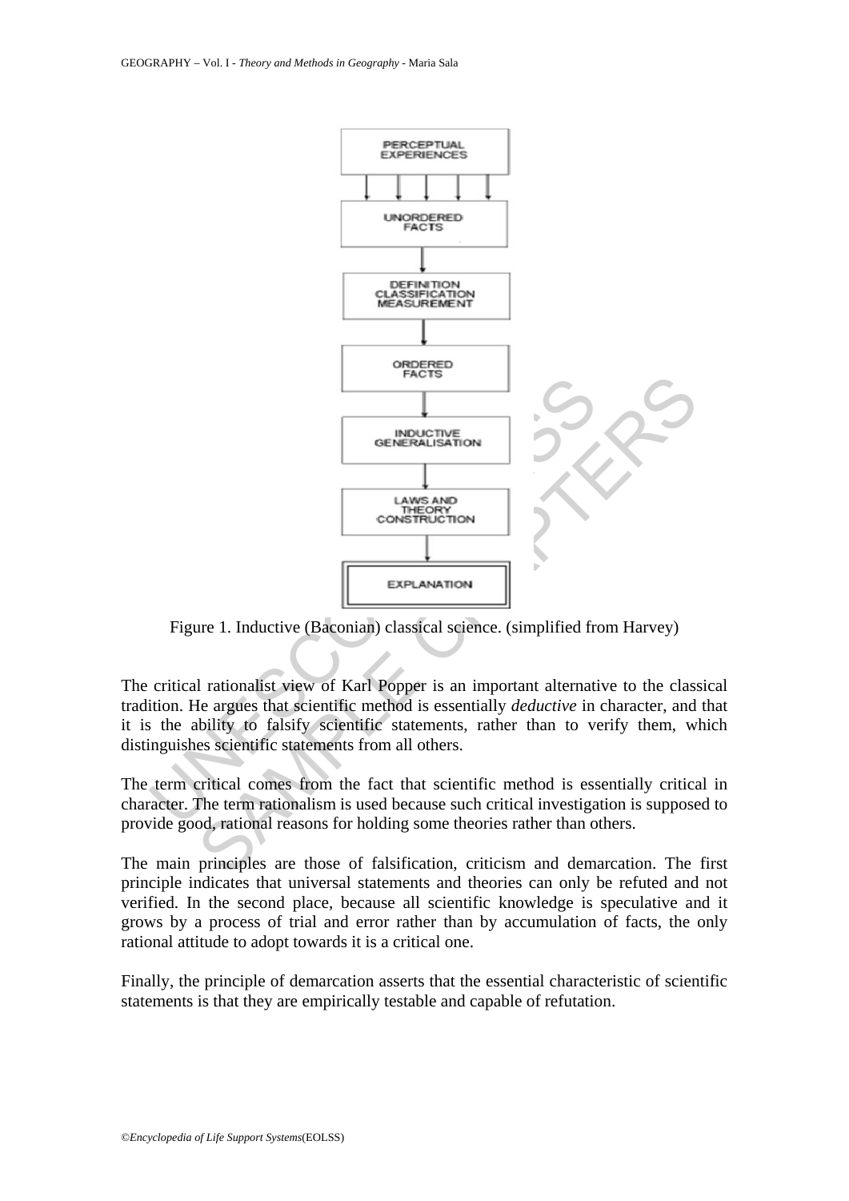PERCEPTUAL EXPERIENCES

↓

UNORDERED FACTS

↓

DEFINITION CLASSIFICATION MEASUREMENT

↓

ORDERED FACTS

↓

INDUCTIVE GENERALISATION

↓

LAWS AND THEORY CONSTRUCTION

↓

EXPLANATION

Figure 1. Inductive (Baconian) classical science. (simplified from Harvey)

The critical rationalist view of Karl Popper is an important alternative to the classical tradition. He argues that scientific method is essentially *deductive* in character, and that it is the ability to falsify scientific statements, rather than to verify them, which distinguishes scientific statements from all others.

The term critical comes from the fact that scientific method is essentially critical in character. The term rationalism is used because such critical investigation is supposed to provide good, rational reasons for holding some theories rather than others.

The main principles are those of falsification, criticism and demarcation. The first principle indicates that universal statements and theories can only be refuted and not verified. In the second place, because all scientific knowledge is speculative and it grows by a process of trial and error rather than by accumulation of facts, the only rational attitude to adopt towards it is a critical one.

Finally, the principle of demarcation asserts that the essential characteristic of scientific statements is that they are empirically testable and capable of refutation.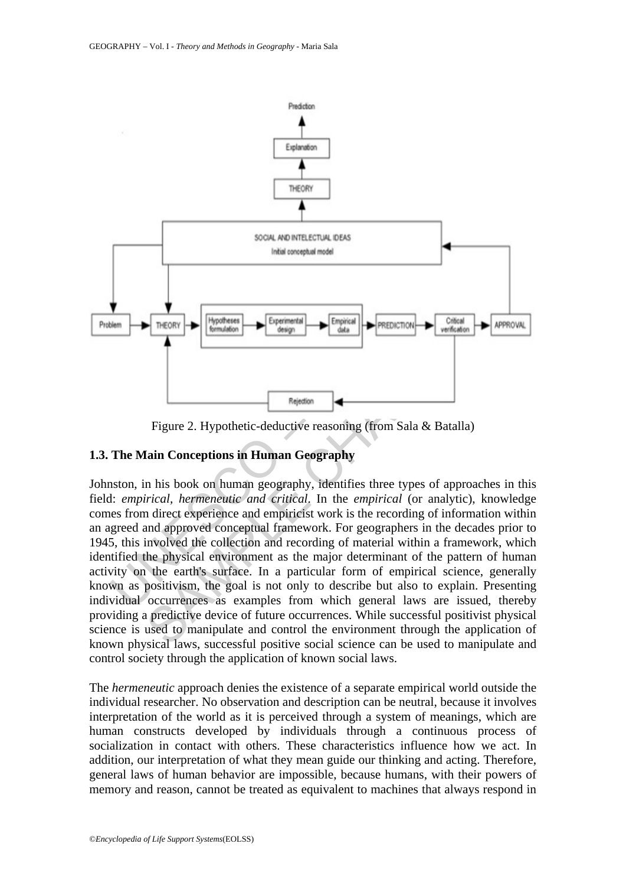Figure 2. Hypothetic-deductive reasoning (from Sala & Batalla)

### 1.3. The Main Conceptions in Human Geography

Johnston, in his book on human geography, identifies three types of approaches in this field: *empirical, hermeneutic and critical*. In the *empirical* (or analytic), knowledge comes from direct experience and empiricist work is the recording of information within an agreed and approved conceptual framework. For geographers in the decades prior to 1945, this involved the collection and recording of material within a framework, which identified the physical environment as the major determinant of the pattern of human activity on the earth's surface. In a particular form of empirical science, generally known as positivism, the goal is not only to describe but also to explain. Presenting individual occurrences as examples from which general laws are issued, thereby providing a predictive device of future occurrences. While successful positivist physical science is used to manipulate and control the environment through the application of known physical laws, successful positive social science can be used to manipulate and control society through the application of known social laws.

The *hermeneutic* approach denies the existence of a separate empirical world outside the individual researcher. No observation and description can be neutral, because it involves interpretation of the world as it is perceived through a system of meanings, which are human constructs developed by individuals through a continuous process of socialization in contact with others. These characteristics influence how we act. In addition, our interpretation of what they mean guide our thinking and acting. Therefore, general laws of human behavior are impossible, because humans, with their powers of memory and reason, cannot be treated as equivalent to machines that always respond in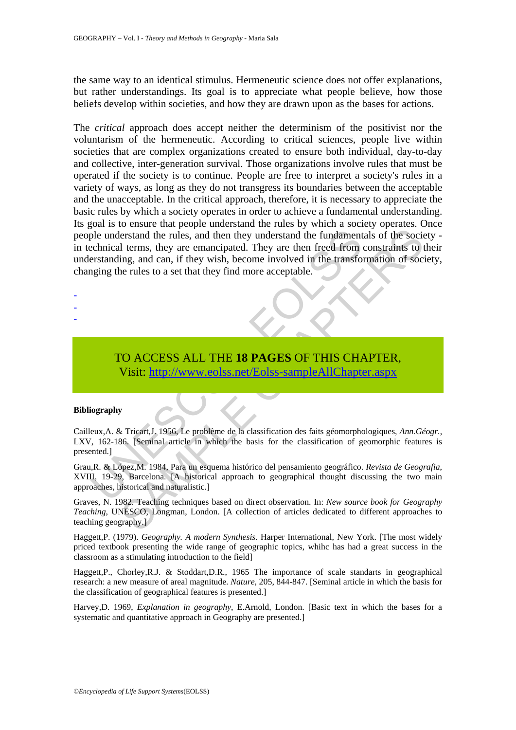the same way to an identical stimulus. Hermeneutic science does not offer explanations, but rather understandings. Its goal is to appreciate what people believe, how those beliefs develop within societies, and how they are drawn upon as the bases for actions.

The *critical* approach does accept neither the determinism of the positivist nor the voluntarism of the hermeneutic. According to critical sciences, people live within societies that are complex organizations created to ensure both individual, day-to-day and collective, inter-generation survival. Those organizations involve rules that must be operated if the society is to continue. People are free to interpret a society's rules in a variety of ways, as long as they do not transgress its boundaries between the acceptable and the unacceptable. In the critical approach, therefore, it is necessary to appreciate the basic rules by which a society operates in order to achieve a fundamental understanding. Its goal is to ensure that people understand the rules by which a society operates. Once people understand the rules, and then they understand the fundamentals of the society - in technical terms, they are emancipated. They are then freed from constraints to their understanding, and can, if they wish, become involved in the transformation of society, changing the rules to a set that they find more acceptable.

-
-
-

TO ACCESS ALL THE **18 PAGES** OF THIS CHAPTER,
Visit: http://www.eolss.net/Eolss-sampleAllChapter.aspx

**Bibliography**

Cailleux,A. & Tricart,J. 1956, Le problème de la classification des faits géomorphologiques, *Ann.Géogr.*, LXV, 162-186. [Seminal article in which the basis for the classification of geomorphic features is presented.]

Grau,R. & López,M. 1984, Para un esquema histórico del pensamiento geográfico. *Revista de Geografia*, XVIII, 19-29, Barcelona. [A historical approach to geographical thought discussing the two main approaches, historical and naturalistic.]

Graves, N. 1982. Teaching techniques based on direct observation. In: *New source book for Geography Teaching*, UNESCO, Longman, London. [A collection of articles dedicated to different approaches to teaching geography.]

Haggett,P. (1979). *Geography. A modern Synthesis*. Harper International, New York. [The most widely priced textbook presenting the wide range of geographic topics, whihc has had a great success in the classroom as a stimulating introduction to the field]

Haggett,P., Chorley,R.J. & Stoddart,D.R., 1965 The importance of scale standarts in geographical research: a new measure of areal magnitude. *Nature*, 205, 844-847. [Seminal article in which the basis for the classification of geographical features is presented.]

Harvey,D. 1969, *Explanation in geography*, E.Arnold, London. [Basic text in which the bases for a systematic and quantitative approach in Geography are presented.]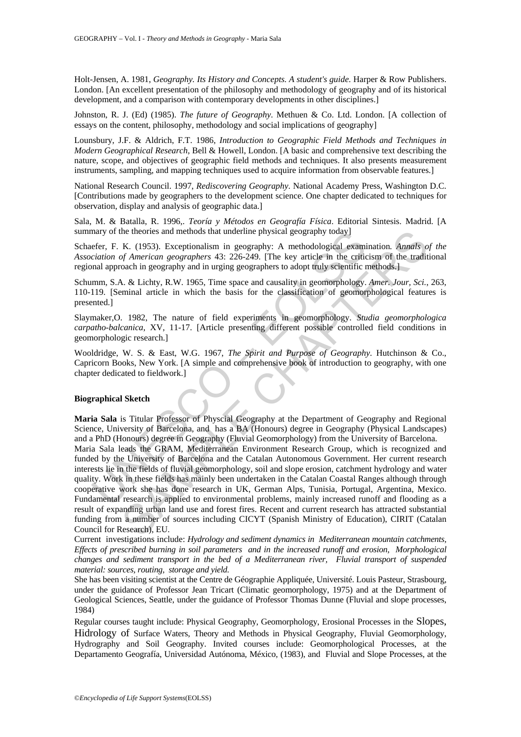Holt-Jensen, A. 1981, *Geography. Its History and Concepts. A student's guide.* Harper & Row Publishers. London. [An excellent presentation of the philosophy and methodology of geography and of its historical development, and a comparison with contemporary developments in other disciplines.]

Johnston, R. J. (Ed) (1985). *The future of Geography*. Methuen & Co. Ltd. London. [A collection of essays on the content, philosophy, methodology and social implications of geography]

Lounsbury, J.F. & Aldrich, F.T. 1986, *Introduction to Geographic Field Methods and Techniques in Modern Geographical Research*, Bell & Howell, London. [A basic and comprehensive text describing the nature, scope, and objectives of geographic field methods and techniques. It also presents measurement instruments, sampling, and mapping techniques used to acquire information from observable features.]

National Research Council. 1997, *Rediscovering Geography*. National Academy Press, Washington D.C. [Contributions made by geographers to the development science. One chapter dedicated to techniques for observation, display and analysis of geographic data.]

Sala, M. & Batalla, R. 1996,. *Teoría y Métodos en Geografía Física*. Editorial Sintesis. Madrid. [A summary of the theories and methods that underline physical geography today]

Schaefer, F. K. (1953). Exceptionalism in geography: A methodological examination. *Annals of the Association of American geographers* 43: 226-249. [The key article in the criticism of the traditional regional approach in geography and in urging geographers to adopt truly scientific methods.]

Schumm, S.A. & Lichty, R.W. 1965, Time space and causality in geomorphology. *Amer. Jour, Sci.*, 263, 110-119. [Seminal article in which the basis for the classification of geomorphological features is presented.]

Slaymaker,O. 1982, The nature of field experiments in geomorphology. *Studia geomorphologica carpatho-balcanica*, XV, 11-17. [Article presenting different possible controlled field conditions in geomorphologic research.]

Wooldridge, W. S. & East, W.G. 1967, *The Spirit and Purpose of Geography*. Hutchinson & Co., Capricorn Books, New York. [A simple and comprehensive book of introduction to geography, with one chapter dedicated to fieldwork.]

**Biographical Sketch**

**Maria Sala** is Titular Professor of Physcial Geography at the Department of Geography and Regional Science, University of Barcelona, and has a BA (Honours) degree in Geography (Physical Landscapes) and a PhD (Honours) degree in Geography (Fluvial Geomorphology) from the University of Barcelona.

Maria Sala leads the GRAM, Mediterranean Environment Research Group, which is recognized and funded by the University of Barcelona and the Catalan Autonomous Government. Her current research interests lie in the fields of fluvial geomorphology, soil and slope erosion, catchment hydrology and water quality. Work in these fields has mainly been undertaken in the Catalan Coastal Ranges although through cooperative work she has done research in UK, German Alps, Tunisia, Portugal, Argentina, Mexico. Fundamental research is applied to environmental problems, mainly increased runoff and flooding as a result of expanding urban land use and forest fires. Recent and current research has attracted substantial funding from a number of sources including CICYT (Spanish Ministry of Education), CIRIT (Catalan Council for Research), EU.

Current investigations include: *Hydrology and sediment dynamics in Mediterranean mountain catchments, Effects of prescribed burning in soil parameters and in the increased runoff and erosion, Morphological changes and sediment transport in the bed of a Mediterranean river, Fluvial transport of suspended material: sources, routing, storage and yield.*

She has been visiting scientist at the Centre de Géographie Appliquée, Université. Louis Pasteur, Strasbourg, under the guidance of Professor Jean Tricart (Climatic geomorphology, 1975) and at the Department of Geological Sciences, Seattle, under the guidance of Professor Thomas Dunne (Fluvial and slope processes, 1984)

Regular courses taught include: Physical Geography, Geomorphology, Erosional Processes in the Slopes, Hidrology of Surface Waters, Theory and Methods in Physical Geography, Fluvial Geomorphology, Hydrography and Soil Geography. Invited courses include: Geomorphological Processes, at the Departamento Geografía, Universidad Autónoma, México, (1983), and Fluvial and Slope Processes, at the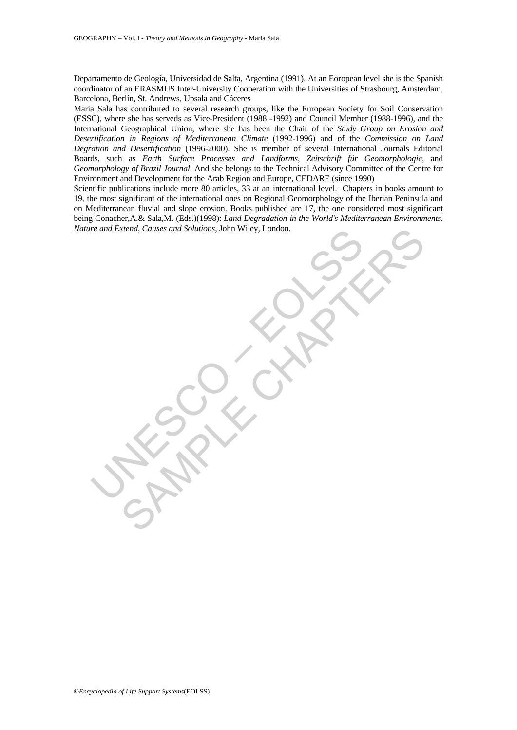Departamento de Geología, Universidad de Salta, Argentina (1991). At an Eoropean level she is the Spanish coordinator of an ERASMUS Inter-University Cooperation with the Universities of Strasbourg, Amsterdam, Barcelona, Berlín, St. Andrews, Upsala and Cáceres

Maria Sala has contributed to several research groups, like the European Society for Soil Conservation (ESSC), where she has serveds as Vice-President (1988 -1992) and Council Member (1988-1996), and the International Geographical Union, where she has been the Chair of the *Study Group on Erosion and Desertification in Regions of Mediterranean Climate* (1992-1996) and of the *Commission on Land Degration and Desertification* (1996-2000). She is member of several International Journals Editorial Boards, such as *Earth Surface Processes and Landforms, Zeitschrift für Geomorphologie*, and *Geomorphology of Brazil Journal*. And she belongs to the Technical Advisory Committee of the Centre for Environment and Development for the Arab Region and Europe, CEDARE (since 1990)

Scientific publications include more 80 articles, 33 at an international level. Chapters in books amount to 19, the most significant of the international ones on Regional Geomorphology of the Iberian Peninsula and on Mediterranean fluvial and slope erosion. Books published are 17, the one considered most significant being Conacher,A.& Sala,M. (Eds.)(1998): *Land Degradation in the World's Mediterranean Environments. Nature and Extend, Causes and Solutions*, John Wiley, London.